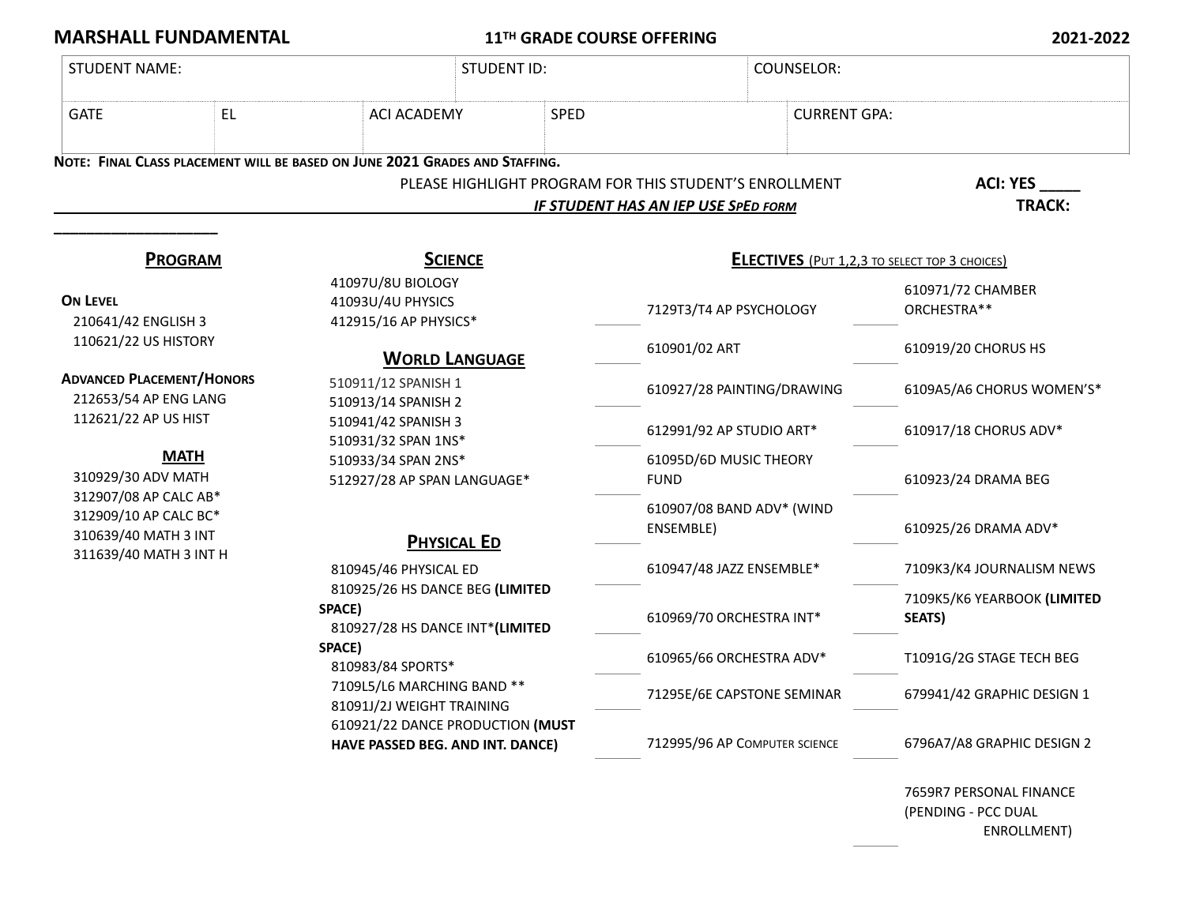**MARSHALL FUNDAMENTAL** **11TH GRADE COURSE OFFERING** **2021-2022**

| STUDENT NAME: | | | STUDENT ID: | | COUNSELOR: |
|---|---|---|---|---|---|
| GATE | EL | ACI ACADEMY | SPED | | CURRENT GPA: |

**NOTE: FINAL CLASS PLACEMENT WILL BE BASED ON JUNE 2021 GRADES AND STAFFING.**

PLEASE HIGHLIGHT PROGRAM FOR THIS STUDENT'S ENROLLMENT **ACI: YES _____**

___________________________________________________________ ***IF STUDENT HAS AN IEP USE SPED FORM*** **TRACK:** ____________________

## PROGRAM

**ON LEVEL**

210641/42 ENGLISH 3
110621/22 US HISTORY

**ADVANCED PLACEMENT/HONORS**

212653/54 AP ENG LANG
112621/22 AP US HIST

### MATH

310929/30 ADV MATH
312907/08 AP CALC AB*
312909/10 AP CALC BC*
310639/40 MATH 3 INT
311639/40 MATH 3 INT H

## SCIENCE

41097U/8U BIOLOGY
41093U/4U PHYSICS
412915/16 AP PHYSICS*

## WORLD LANGUAGE

510911/12 SPANISH 1
510913/14 SPANISH 2
510941/42 SPANISH 3
510931/32 SPAN 1NS*
510933/34 SPAN 2NS*
512927/28 AP SPAN LANGUAGE*

## PHYSICAL ED

810945/46 PHYSICAL ED
810925/26 HS DANCE BEG **(LIMITED SPACE)**
810927/28 HS DANCE INT* **(LIMITED SPACE)**
810983/84 SPORTS*
7109L5/L6 MARCHING BAND **
81091J/2J WEIGHT TRAINING
610921/22 DANCE PRODUCTION **(MUST HAVE PASSED BEG. AND INT. DANCE)**

## ELECTIVES (PUT 1,2,3 TO SELECT TOP 3 CHOICES)

| | | | |
|---|---|---|---|
| ____ | 7129T3/T4 AP PSYCHOLOGY | ____ | 610971/72 CHAMBER ORCHESTRA** |
| ____ | 610901/02 ART | ____ | 610919/20 CHORUS HS |
| ____ | 610927/28 PAINTING/DRAWING | ____ | 6109A5/A6 CHORUS WOMEN'S* |
| ____ | 612991/92 AP STUDIO ART* | ____ | 610917/18 CHORUS ADV* |
| ____ | 61095D/6D MUSIC THEORY FUND | ____ | 610923/24 DRAMA BEG |
| ____ | 610907/08 BAND ADV* (WIND ENSEMBLE) | ____ | 610925/26 DRAMA ADV* |
| ____ | 610947/48 JAZZ ENSEMBLE* | ____ | 7109K3/K4 JOURNALISM NEWS |
| ____ | 610969/70 ORCHESTRA INT* | ____ | 7109K5/K6 YEARBOOK **(LIMITED SEATS)** |
| ____ | 610965/66 ORCHESTRA ADV* | ____ | T1091G/2G STAGE TECH BEG |
| ____ | 71295E/6E CAPSTONE SEMINAR | ____ | 679941/42 GRAPHIC DESIGN 1 |
| ____ | 712995/96 AP COMPUTER SCIENCE | ____ | 6796A7/A8 GRAPHIC DESIGN 2 |
| | | ____ | 7659R7 PERSONAL FINANCE (PENDING - PCC DUAL ENROLLMENT) |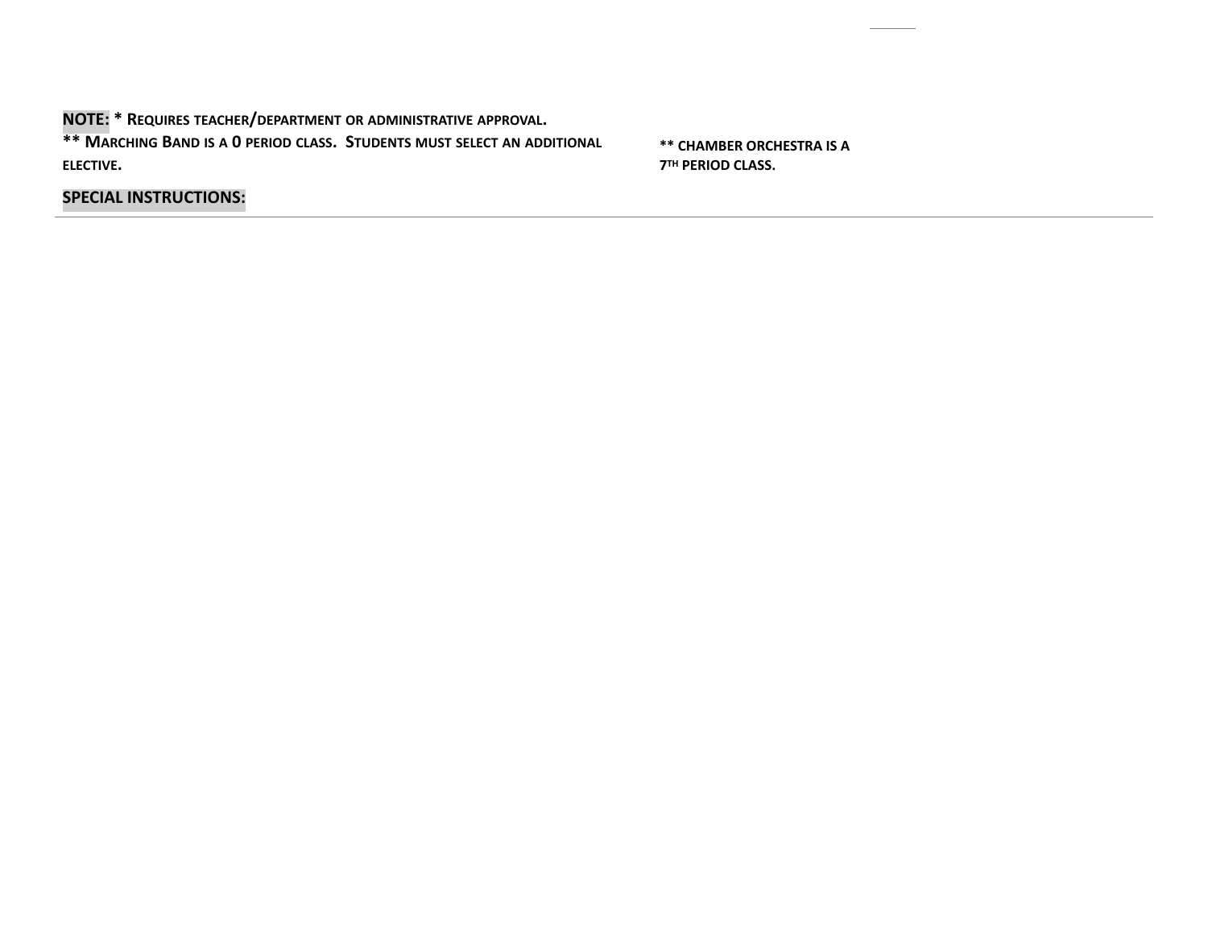**NOTE:** * REQUIRES TEACHER/DEPARTMENT OR ADMINISTRATIVE APPROVAL.

** MARCHING BAND IS A 0 PERIOD CLASS. STUDENTS MUST SELECT AN ADDITIONAL ELECTIVE.

** CHAMBER ORCHESTRA IS A 7TH PERIOD CLASS.

**SPECIAL INSTRUCTIONS:**